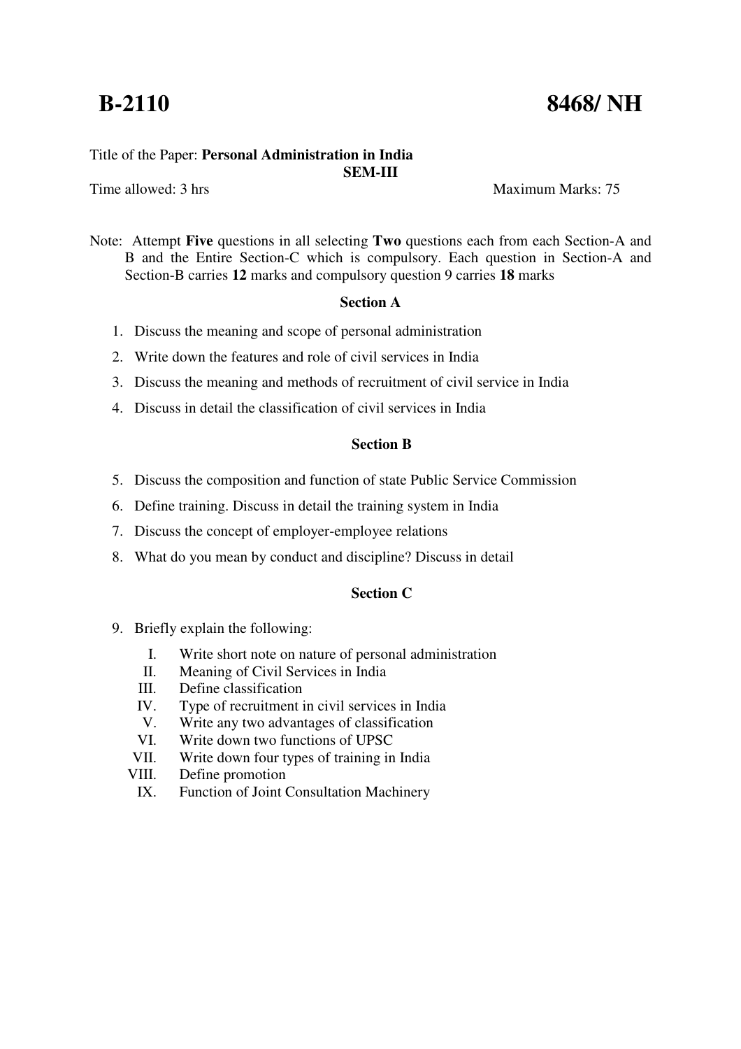**B-2110** **8468/ NH**

Title of the Paper: **Personal Administration in India**

**SEM-III**

Time allowed: 3 hrs Maximum Marks: 75

Note: Attempt **Five** questions in all selecting **Two** questions each from each Section-A and B and the Entire Section-C which is compulsory. Each question in Section-A and Section-B carries **12** marks and compulsory question 9 carries **18** marks

## Section A

1. Discuss the meaning and scope of personal administration
2. Write down the features and role of civil services in India
3. Discuss the meaning and methods of recruitment of civil service in India
4. Discuss in detail the classification of civil services in India

## Section B

5. Discuss the composition and function of state Public Service Commission
6. Define training. Discuss in detail the training system in India
7. Discuss the concept of employer-employee relations
8. What do you mean by conduct and discipline? Discuss in detail

## Section C

9. Briefly explain the following:
   - I. Write short note on nature of personal administration
   - II. Meaning of Civil Services in India
   - III. Define classification
   - IV. Type of recruitment in civil services in India
   - V. Write any two advantages of classification
   - VI. Write down two functions of UPSC
   - VII. Write down four types of training in India
   - VIII. Define promotion
   - IX. Function of Joint Consultation Machinery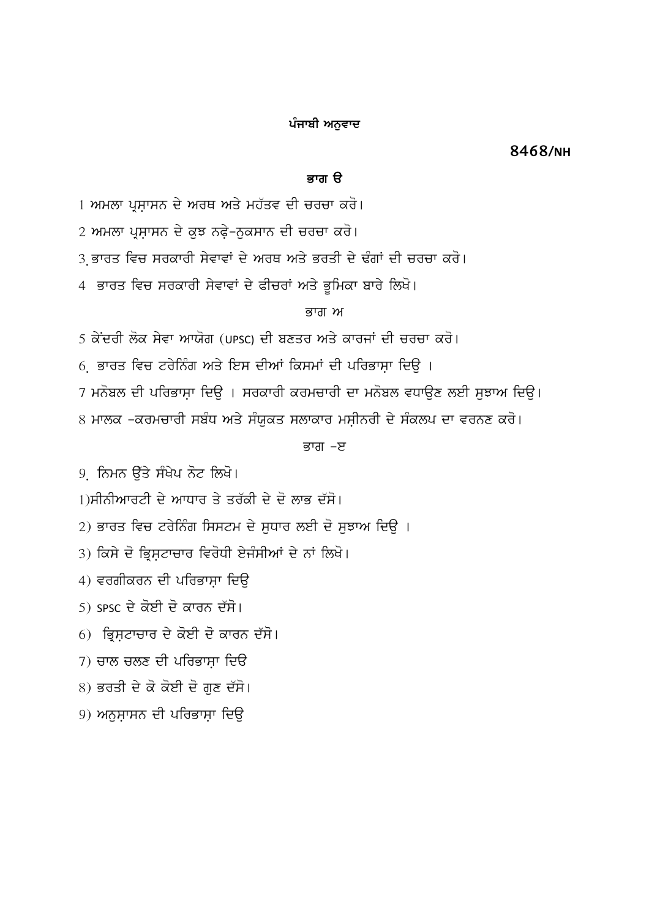**ਪੰਜਾਬੀ ਅਨੁਵਾਦ**

**8468/NH**

**ਭਾਗ ੳ**

1 ਅਮਲਾ ਪ੍ਰਸ਼ਾਸਨ ਦੇ ਅਰਥ ਅਤੇ ਮਹੱਤਵ ਦੀ ਚਰਚਾ ਕਰੋ।

2 ਅਮਲਾ ਪ੍ਰਸ਼ਾਸਨ ਦੇ ਕੁਝ ਨਫ਼ੇ-ਨੁਕਸਾਨ ਦੀ ਚਰਚਾ ਕਰੋ।

3. ਭਾਰਤ ਵਿਚ ਸਰਕਾਰੀ ਸੇਵਾਵਾਂ ਦੇ ਅਰਥ ਅਤੇ ਭਰਤੀ ਦੇ ਢੰਗਾਂ ਦੀ ਚਰਚਾ ਕਰੋ।

4 ਭਾਰਤ ਵਿਚ ਸਰਕਾਰੀ ਸੇਵਾਵਾਂ ਦੇ ਫੀਚਰਾਂ ਅਤੇ ਭੂਮਿਕਾ ਬਾਰੇ ਲਿਖੋ।

ਭਾਗ ਅ

5 ਕੇਂਦਰੀ ਲੋਕ ਸੇਵਾ ਆਯੋਗ (UPSC) ਦੀ ਬਣਤਰ ਅਤੇ ਕਾਰਜਾਂ ਦੀ ਚਰਚਾ ਕਰੋ।

6. ਭਾਰਤ ਵਿਚ ਟਰੇਨਿੰਗ ਅਤੇ ਇਸ ਦੀਆਂ ਕਿਸਮਾਂ ਦੀ ਪਰਿਭਾਸ਼ਾ ਦਿਉ ।

7 ਮਨੋਬਲ ਦੀ ਪਰਿਭਾਸ਼ਾ ਦਿਉ । ਸਰਕਾਰੀ ਕਰਮਚਾਰੀ ਦਾ ਮਨੋਬਲ ਵਧਾਉਣ ਲਈ ਸੁਝਾਅ ਦਿਉ।

8 ਮਾਲਕ -ਕਰਮਚਾਰੀ ਸਬੰਧ ਅਤੇ ਸੰਯੁਕਤ ਸਲਾਕਾਰ ਮਸ਼ੀਨਰੀ ਦੇ ਸੰਕਲਪ ਦਾ ਵਰਨਣ ਕਰੋ।

ਭਾਗ -ੲ

9. ਨਿਮਨ ਉੱਤੇ ਸੰਖੇਪ ਨੋਟ ਲਿਖੋ।

1)ਸੀਨੀਆਰਟੀ ਦੇ ਆਧਾਰ ਤੇ ਤਰੱਕੀ ਦੇ ਦੋ ਲਾਭ ਦੱਸੋ।

2) ਭਾਰਤ ਵਿਚ ਟਰੇਨਿੰਗ ਸਿਸਟਮ ਦੇ ਸੁਧਾਰ ਲਈ ਦੋ ਸੁਝਾਅ ਦਿਉ ।

3) ਕਿਸੇ ਦੋ ਭ੍ਰਿਸ਼ਟਾਚਾਰ ਵਿਰੋਧੀ ਏਜੰਸੀਆਂ ਦੇ ਨਾਂ ਲਿਖੋ।

4) ਵਰਗੀਕਰਨ ਦੀ ਪਰਿਭਾਸ਼ਾ ਦਿਉ

5) SPSC ਦੇ ਕੋਈ ਦੋ ਕਾਰਨ ਦੱਸੋ।

6) ਭ੍ਰਿਸ਼ਟਾਚਾਰ ਦੇ ਕੋਈ ਦੋ ਕਾਰਨ ਦੱਸੋ।

7) ਚਾਲ ਚਲਣ ਦੀ ਪਰਿਭਾਸ਼ਾ ਦਿਓ

8) ਭਰਤੀ ਦੇ ਕੋ ਕੋਈ ਦੋ ਗੁਣ ਦੱਸੋ।

9) ਅਨੁਸ਼ਾਸਨ ਦੀ ਪਰਿਭਾਸ਼ਾ ਦਿਉ